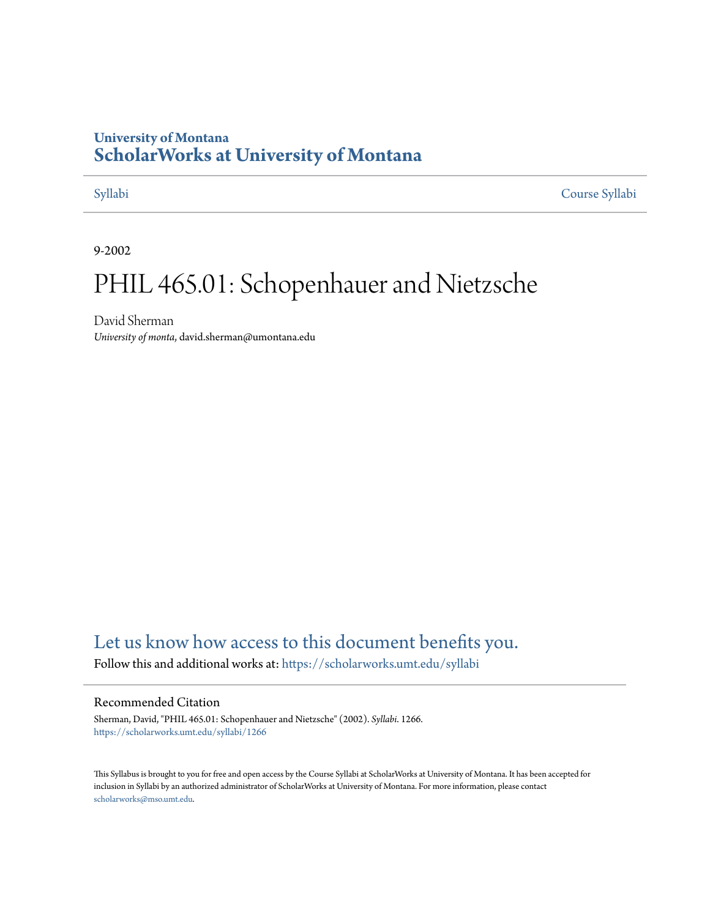University of Montana

# ScholarWorks at University of Montana

Syllabi | Course Syllabi

9-2002

# PHIL 465.01: Schopenhauer and Nietzsche

David Sherman

*University of monta*, david.sherman@umontana.edu

Let us know how access to this document benefits you.

Follow this and additional works at: https://scholarworks.umt.edu/syllabi

## Recommended Citation

Sherman, David, "PHIL 465.01: Schopenhauer and Nietzsche" (2002). *Syllabi*. 1266.
https://scholarworks.umt.edu/syllabi/1266

This Syllabus is brought to you for free and open access by the Course Syllabi at ScholarWorks at University of Montana. It has been accepted for inclusion in Syllabi by an authorized administrator of ScholarWorks at University of Montana. For more information, please contact scholarworks@mso.umt.edu.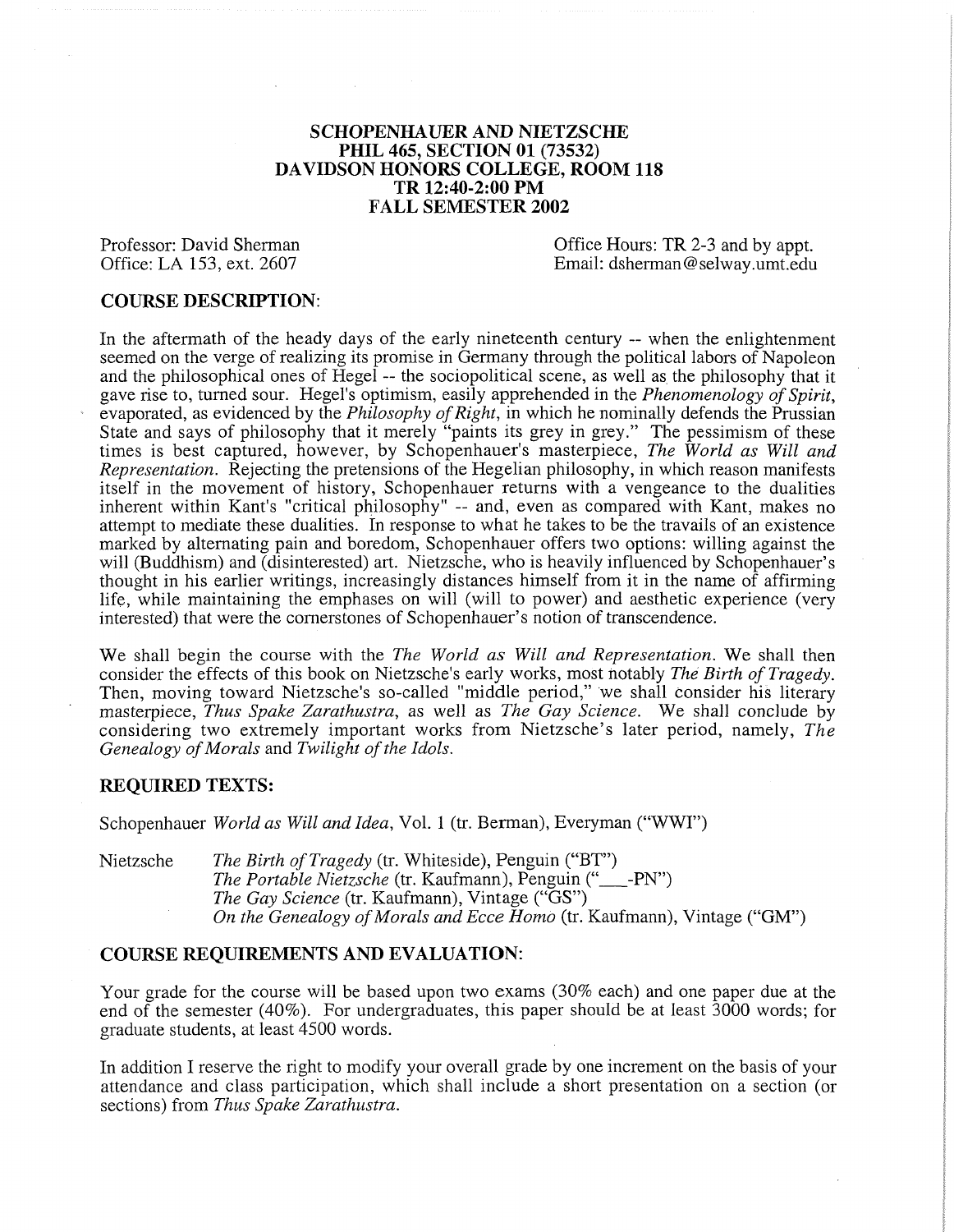# SCHOPENHAUER AND NIETZSCHE
## PHIL 465, SECTION 01 (73532)
## DAVIDSON HONORS COLLEGE, ROOM 118
## TR 12:40-2:00 PM
## FALL SEMESTER 2002

Professor: David Sherman
Office: LA 153, ext. 2607

Office Hours: TR 2-3 and by appt.
Email: dsherman@selway.umt.edu

### COURSE DESCRIPTION:

In the aftermath of the heady days of the early nineteenth century -- when the enlightenment seemed on the verge of realizing its promise in Germany through the political labors of Napoleon and the philosophical ones of Hegel -- the sociopolitical scene, as well as the philosophy that it gave rise to, turned sour. Hegel's optimism, easily apprehended in the *Phenomenology of Spirit*, evaporated, as evidenced by the *Philosophy of Right*, in which he nominally defends the Prussian State and says of philosophy that it merely "paints its grey in grey." The pessimism of these times is best captured, however, by Schopenhauer's masterpiece, *The World as Will and Representation*. Rejecting the pretensions of the Hegelian philosophy, in which reason manifests itself in the movement of history, Schopenhauer returns with a vengeance to the dualities inherent within Kant's "critical philosophy" -- and, even as compared with Kant, makes no attempt to mediate these dualities. In response to what he takes to be the travails of an existence marked by alternating pain and boredom, Schopenhauer offers two options: willing against the will (Buddhism) and (disinterested) art. Nietzsche, who is heavily influenced by Schopenhauer's thought in his earlier writings, increasingly distances himself from it in the name of affirming life, while maintaining the emphases on will (will to power) and aesthetic experience (very interested) that were the cornerstones of Schopenhauer's notion of transcendence.

We shall begin the course with the *The World as Will and Representation*. We shall then consider the effects of this book on Nietzsche's early works, most notably *The Birth of Tragedy*. Then, moving toward Nietzsche's so-called "middle period," we shall consider his literary masterpiece, *Thus Spake Zarathustra*, as well as *The Gay Science*. We shall conclude by considering two extremely important works from Nietzsche's later period, namely, *The Genealogy of Morals* and *Twilight of the Idols*.

### REQUIRED TEXTS:

Schopenhauer *World as Will and Idea*, Vol. 1 (tr. Berman), Everyman ("WWI")

Nietzsche
*The Birth of Tragedy* (tr. Whiteside), Penguin ("BT")
*The Portable Nietzsche* (tr. Kaufmann), Penguin ("___-PN")
*The Gay Science* (tr. Kaufmann), Vintage ("GS")
*On the Genealogy of Morals and Ecce Homo* (tr. Kaufmann), Vintage ("GM")

### COURSE REQUIREMENTS AND EVALUATION:

Your grade for the course will be based upon two exams (30% each) and one paper due at the end of the semester (40%). For undergraduates, this paper should be at least 3000 words; for graduate students, at least 4500 words.

In addition I reserve the right to modify your overall grade by one increment on the basis of your attendance and class participation, which shall include a short presentation on a section (or sections) from *Thus Spake Zarathustra*.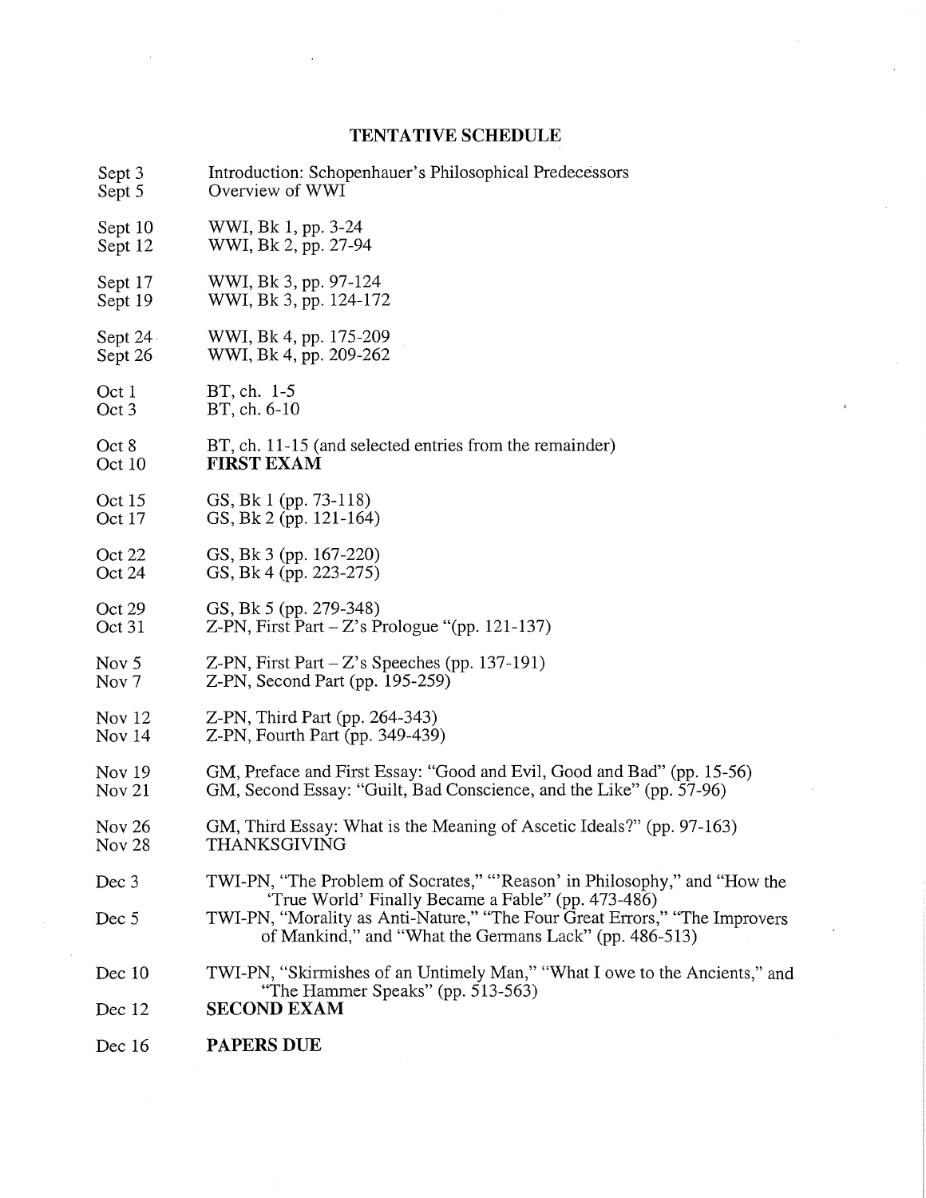## TENTATIVE SCHEDULE

| | |
|---|---|
| Sept 3 | Introduction: Schopenhauer's Philosophical Predecessors |
| Sept 5 | Overview of WWI |
| Sept 10 | WWI, Bk 1, pp. 3-24 |
| Sept 12 | WWI, Bk 2, pp. 27-94 |
| Sept 17 | WWI, Bk 3, pp. 97-124 |
| Sept 19 | WWI, Bk 3, pp. 124-172 |
| Sept 24 | WWI, Bk 4, pp. 175-209 |
| Sept 26 | WWI, Bk 4, pp. 209-262 |
| Oct 1 | BT, ch. 1-5 |
| Oct 3 | BT, ch. 6-10 |
| Oct 8 | BT, ch. 11-15 (and selected entries from the remainder) |
| Oct 10 | **FIRST EXAM** |
| Oct 15 | GS, Bk 1 (pp. 73-118) |
| Oct 17 | GS, Bk 2 (pp. 121-164) |
| Oct 22 | GS, Bk 3 (pp. 167-220) |
| Oct 24 | GS, Bk 4 (pp. 223-275) |
| Oct 29 | GS, Bk 5 (pp. 279-348) |
| Oct 31 | Z-PN, First Part – Z's Prologue "(pp. 121-137) |
| Nov 5 | Z-PN, First Part – Z's Speeches (pp. 137-191) |
| Nov 7 | Z-PN, Second Part (pp. 195-259) |
| Nov 12 | Z-PN, Third Part (pp. 264-343) |
| Nov 14 | Z-PN, Fourth Part (pp. 349-439) |
| Nov 19 | GM, Preface and First Essay: "Good and Evil, Good and Bad" (pp. 15-56) |
| Nov 21 | GM, Second Essay: "Guilt, Bad Conscience, and the Like" (pp. 57-96) |
| Nov 26 | GM, Third Essay: What is the Meaning of Ascetic Ideals?" (pp. 97-163) |
| Nov 28 | THANKSGIVING |
| Dec 3 | TWI-PN, "The Problem of Socrates," "'Reason' in Philosophy," and "How the 'True World' Finally Became a Fable" (pp. 473-486) |
| Dec 5 | TWI-PN, "Morality as Anti-Nature," "The Four Great Errors," "The Improvers of Mankind," and "What the Germans Lack" (pp. 486-513) |
| Dec 10 | TWI-PN, "Skirmishes of an Untimely Man," "What I owe to the Ancients," and "The Hammer Speaks" (pp. 513-563) |
| Dec 12 | **SECOND EXAM** |
| Dec 16 | **PAPERS DUE** |